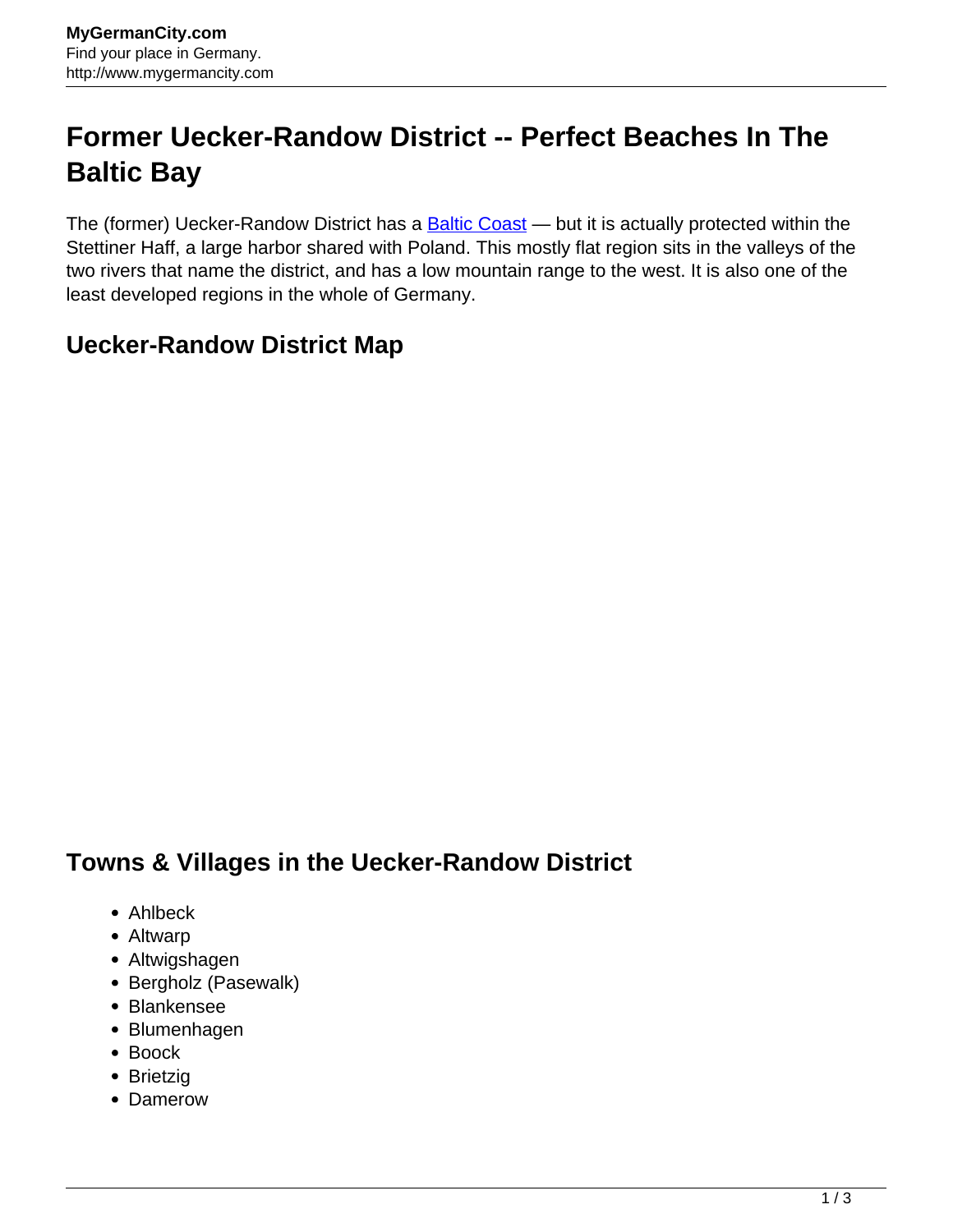# Former Uecker-Randow District -- Perfect Beaches In The Baltic Bay

The (former) Uecker-Randow District has a [Baltic Coast]() — but it is actually protected within the Stettiner Haff, a large harbor shared with Poland. This mostly flat region sits in the valleys of the two rivers that name the district, and has a low mountain range to the west. It is also one of the least developed regions in the whole of Germany.

## Uecker-Randow District Map

## Towns & Villages in the Uecker-Randow District

- Ahlbeck
- Altwarp
- Altwigshagen
- Bergholz (Pasewalk)
- Blankensee
- Blumenhagen
- Boock
- Brietzig
- Damerow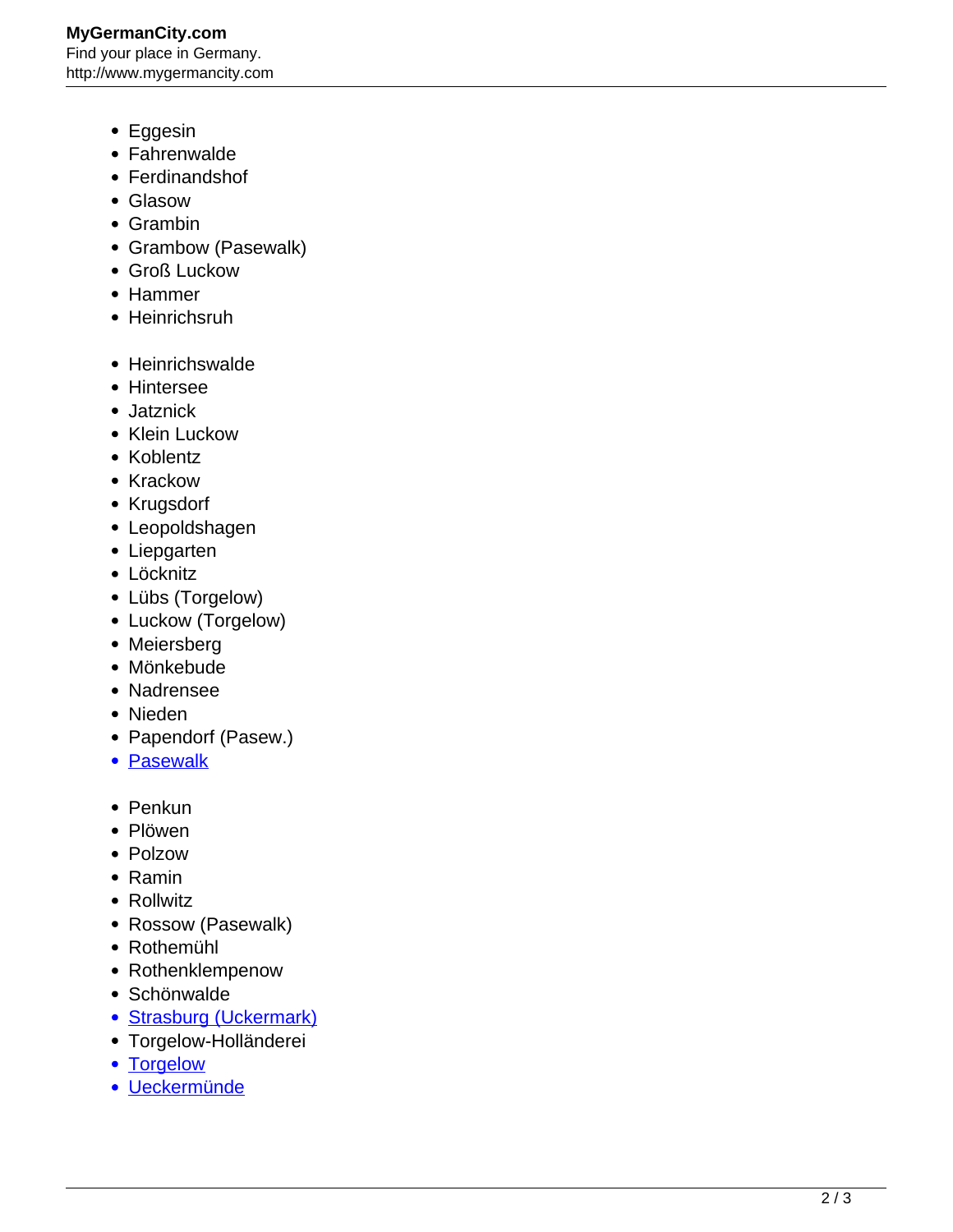- Eggesin
- Fahrenwalde
- Ferdinandshof
- Glasow
- Grambin
- Grambow (Pasewalk)
- Groß Luckow
- Hammer
- Heinrichsruh

- Heinrichswalde
- Hintersee
- Jatznick
- Klein Luckow
- Koblentz
- Krackow
- Krugsdorf
- Leopoldshagen
- Liepgarten
- Löcknitz
- Lübs (Torgelow)
- Luckow (Torgelow)
- Meiersberg
- Mönkebude
- Nadrensee
- Nieden
- Papendorf (Pasew.)
- Pasewalk

- Penkun
- Plöwen
- Polzow
- Ramin
- Rollwitz
- Rossow (Pasewalk)
- Rothemühl
- Rothenklempenow
- Schönwalde
- Strasburg (Uckermark)
- Torgelow-Holländerei
- Torgelow
- Ueckermünde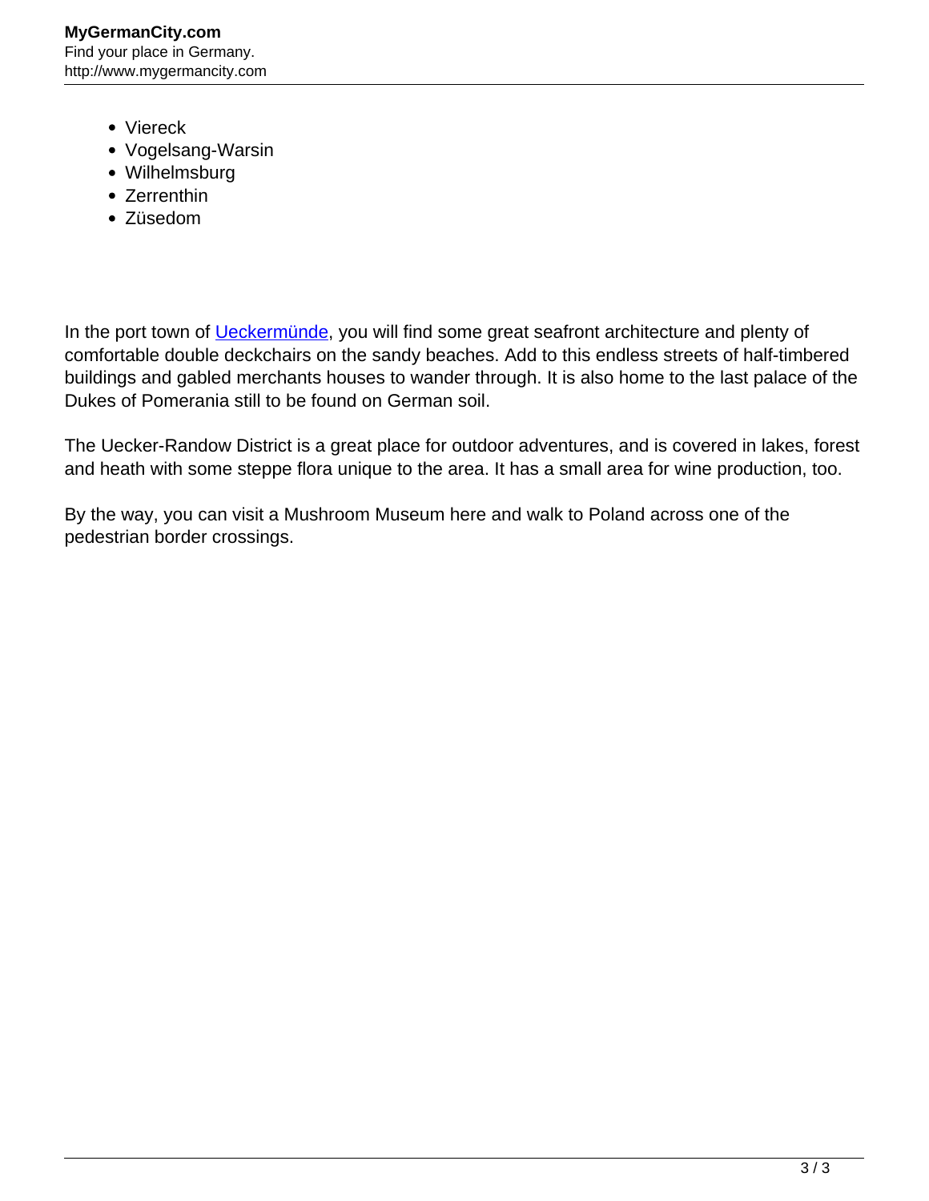- Viereck
- Vogelsang-Warsin
- Wilhelmsburg
- Zerrenthin
- Züsedom

In the port town of Ueckermünde, you will find some great seafront architecture and plenty of comfortable double deckchairs on the sandy beaches. Add to this endless streets of half-timbered buildings and gabled merchants houses to wander through. It is also home to the last palace of the Dukes of Pomerania still to be found on German soil.

The Uecker-Randow District is a great place for outdoor adventures, and is covered in lakes, forest and heath with some steppe flora unique to the area. It has a small area for wine production, too.

By the way, you can visit a Mushroom Museum here and walk to Poland across one of the pedestrian border crossings.